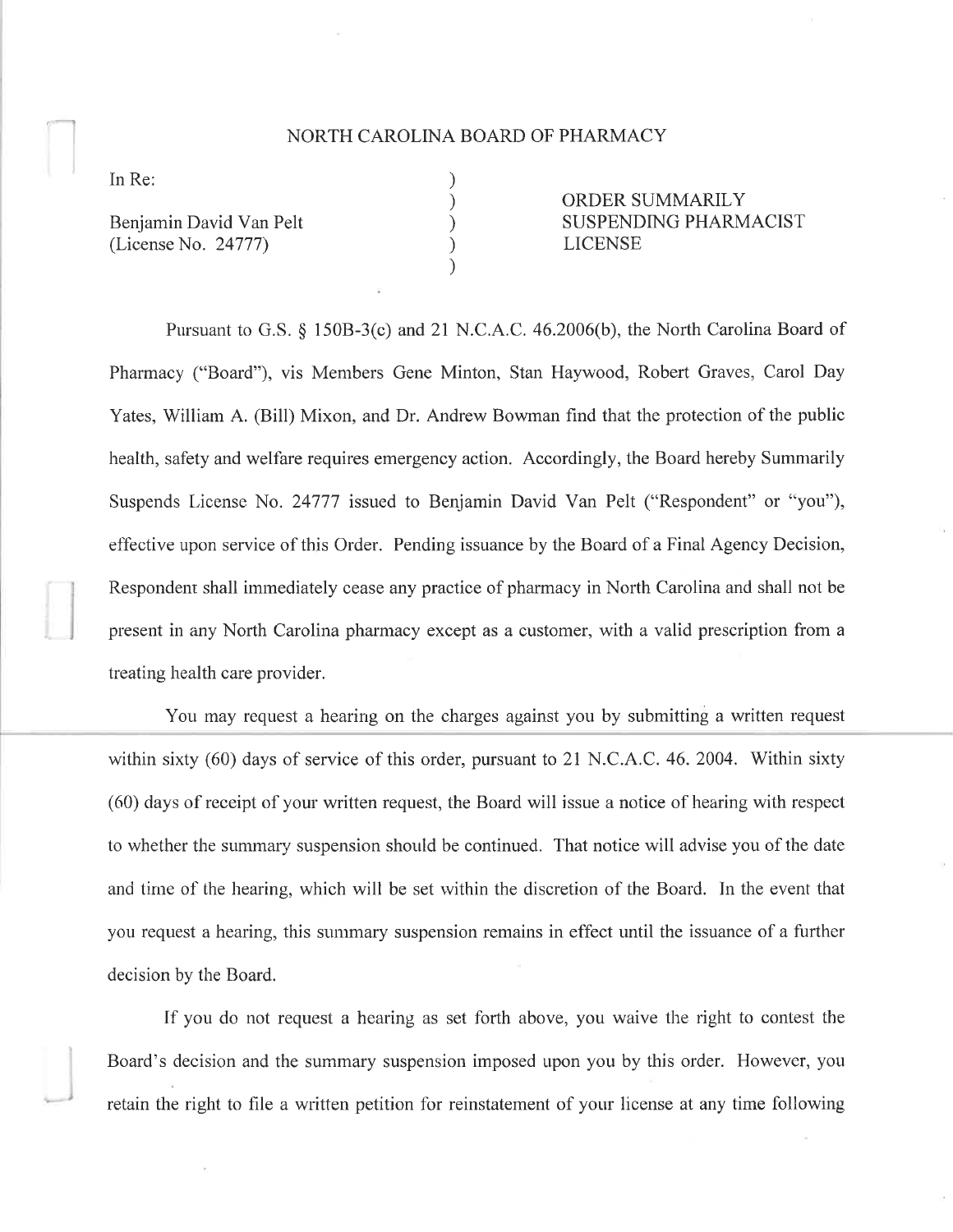NORTH CAROLINA BOARD OF PHARMACY

In Re:

Benjamin David Van Pelt
(License No. 24777)

ORDER SUMMARILY SUSPENDING PHARMACIST LICENSE

Pursuant to G.S. § 150B-3(c) and 21 N.C.A.C. 46.2006(b), the North Carolina Board of Pharmacy ("Board"), vis Members Gene Minton, Stan Haywood, Robert Graves, Carol Day Yates, William A. (Bill) Mixon, and Dr. Andrew Bowman find that the protection of the public health, safety and welfare requires emergency action. Accordingly, the Board hereby Summarily Suspends License No. 24777 issued to Benjamin David Van Pelt ("Respondent" or "you"), effective upon service of this Order. Pending issuance by the Board of a Final Agency Decision, Respondent shall immediately cease any practice of pharmacy in North Carolina and shall not be present in any North Carolina pharmacy except as a customer, with a valid prescription from a treating health care provider.

You may request a hearing on the charges against you by submitting a written request within sixty (60) days of service of this order, pursuant to 21 N.C.A.C. 46. 2004. Within sixty (60) days of receipt of your written request, the Board will issue a notice of hearing with respect to whether the summary suspension should be continued. That notice will advise you of the date and time of the hearing, which will be set within the discretion of the Board. In the event that you request a hearing, this summary suspension remains in effect until the issuance of a further decision by the Board.

If you do not request a hearing as set forth above, you waive the right to contest the Board's decision and the summary suspension imposed upon you by this order. However, you retain the right to file a written petition for reinstatement of your license at any time following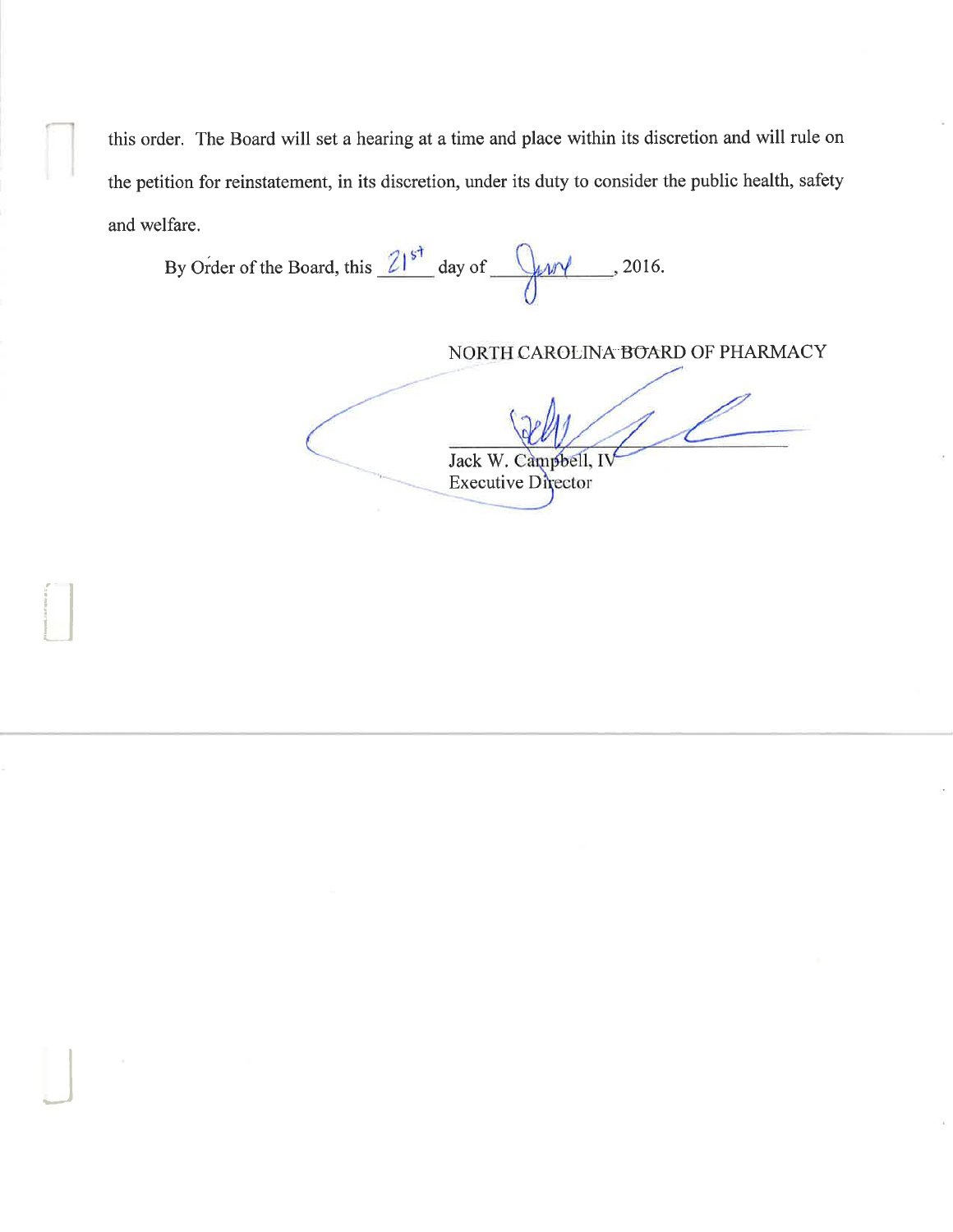this order. The Board will set a hearing at a time and place within its discretion and will rule on the petition for reinstatement, in its discretion, under its duty to consider the public health, safety and welfare.

By Order of the Board, this 21st day of June, 2016.

NORTH CAROLINA BOARD OF PHARMACY

Jack W. Campbell, IV
Executive Director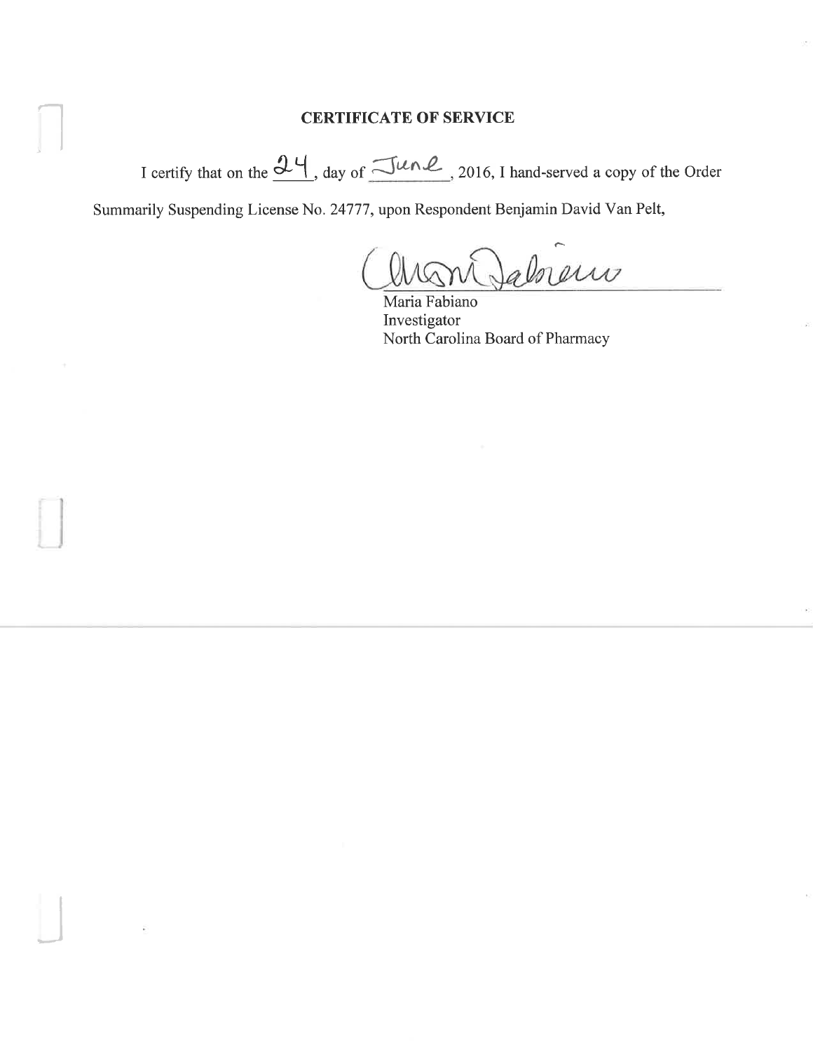**CERTIFICATE OF SERVICE**

I certify that on the 24, day of June, 2016, I hand-served a copy of the Order Summarily Suspending License No. 24777, upon Respondent Benjamin David Van Pelt,

Maria Fabiano
Investigator
North Carolina Board of Pharmacy